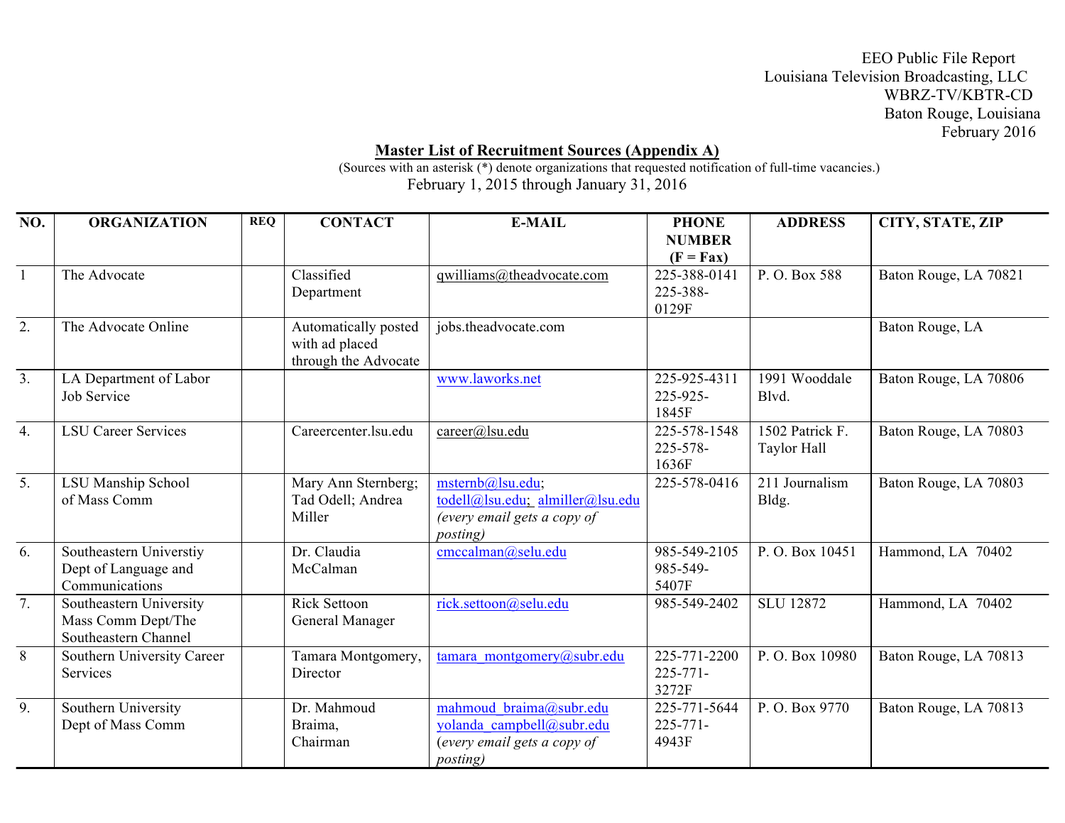EEO Public File Report
Louisiana Television Broadcasting, LLC
WBRZ-TV/KBTR-CD
Baton Rouge, Louisiana
February 2016

## Master List of Recruitment Sources (Appendix A)

(Sources with an asterisk (*) denote organizations that requested notification of full-time vacancies.)

February 1, 2015 through January 31, 2016

| NO. | ORGANIZATION | REQ | CONTACT | E-MAIL | PHONE NUMBER (F = Fax) | ADDRESS | CITY, STATE, ZIP |
|---|---|---|---|---|---|---|---|
| 1 | The Advocate | | Classified Department | qwilliams@theadvocate.com | 225-388-0141<br>225-388-0129F | P. O. Box 588 | Baton Rouge, LA 70821 |
| 2. | The Advocate Online | | Automatically posted with ad placed through the Advocate | jobs.theadvocate.com | | | Baton Rouge, LA |
| 3. | LA Department of Labor Job Service | | | www.laworks.net | 225-925-4311<br>225-925-1845F | 1991 Wooddale Blvd. | Baton Rouge, LA 70806 |
| 4. | LSU Career Services | | Careercenter.lsu.edu | career@lsu.edu | 225-578-1548<br>225-578-1636F | 1502 Patrick F. Taylor Hall | Baton Rouge, LA 70803 |
| 5. | LSU Manship School of Mass Comm | | Mary Ann Sternberg; Tad Odell; Andrea Miller | msternb@lsu.edu; todell@lsu.edu; almiller@lsu.edu *(every email gets a copy of posting)* | 225-578-0416 | 211 Journalism Bldg. | Baton Rouge, LA 70803 |
| 6. | Southeastern Universtiy Dept of Language and Communications | | Dr. Claudia McCalman | cmccalman@selu.edu | 985-549-2105<br>985-549-5407F | P. O. Box 10451 | Hammond, LA 70402 |
| 7. | Southeastern University Mass Comm Dept/The Southeastern Channel | | Rick Settoon General Manager | rick.settoon@selu.edu | 985-549-2402 | SLU 12872 | Hammond, LA 70402 |
| 8 | Southern University Career Services | | Tamara Montgomery, Director | tamara_montgomery@subr.edu | 225-771-2200<br>225-771-3272F | P. O. Box 10980 | Baton Rouge, LA 70813 |
| 9. | Southern University Dept of Mass Comm | | Dr. Mahmoud Braima, Chairman | mahmoud_braima@subr.edu yolanda_campbell@subr.edu *(every email gets a copy of posting)* | 225-771-5644<br>225-771-4943F | P. O. Box 9770 | Baton Rouge, LA 70813 |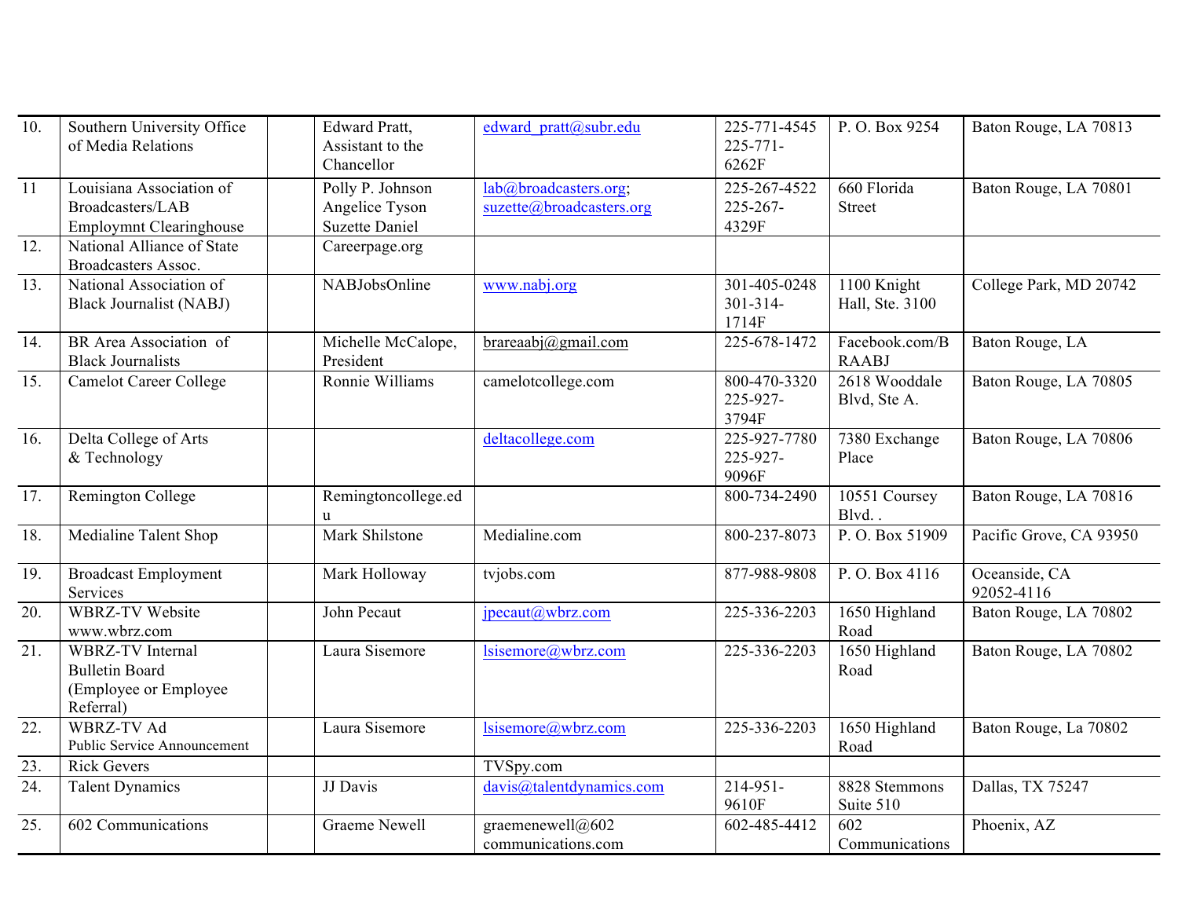| | | | | | | | |
|---|---|---|---|---|---|---|---|
| 10. | Southern University Office of Media Relations | | Edward Pratt, Assistant to the Chancellor | edward_pratt@subr.edu | 225-771-4545 225-771-6262F | P. O. Box 9254 | Baton Rouge, LA 70813 |
| 11 | Louisiana Association of Broadcasters/LAB Employmnt Clearinghouse | | Polly P. Johnson Angelice Tyson Suzette Daniel | lab@broadcasters.org; suzette@broadcasters.org | 225-267-4522 225-267-4329F | 660 Florida Street | Baton Rouge, LA 70801 |
| 12. | National Alliance of State Broadcasters Assoc. | | Careerpage.org | | | | |
| 13. | National Association of Black Journalist (NABJ) | | NABJobsOnline | www.nabj.org | 301-405-0248 301-314-1714F | 1100 Knight Hall, Ste. 3100 | College Park, MD 20742 |
| 14. | BR Area Association of Black Journalists | | Michelle McCalope, President | brareaabj@gmail.com | 225-678-1472 | Facebook.com/BRAABJ | Baton Rouge, LA |
| 15. | Camelot Career College | | Ronnie Williams | camelotcollege.com | 800-470-3320 225-927-3794F | 2618 Wooddale Blvd, Ste A. | Baton Rouge, LA 70805 |
| 16. | Delta College of Arts & Technology | | | deltacollege.com | 225-927-7780 225-927-9096F | 7380 Exchange Place | Baton Rouge, LA 70806 |
| 17. | Remington College | | Remingtoncollege.edu | | 800-734-2490 | 10551 Coursey Blvd. . | Baton Rouge, LA 70816 |
| 18. | Medialine Talent Shop | | Mark Shilstone | Medialine.com | 800-237-8073 | P. O. Box 51909 | Pacific Grove, CA 93950 |
| 19. | Broadcast Employment Services | | Mark Holloway | tvjobs.com | 877-988-9808 | P. O. Box 4116 | Oceanside, CA 92052-4116 |
| 20. | WBRZ-TV Website www.wbrz.com | | John Pecaut | jpecaut@wbrz.com | 225-336-2203 | 1650 Highland Road | Baton Rouge, LA 70802 |
| 21. | WBRZ-TV Internal Bulletin Board (Employee or Employee Referral) | | Laura Sisemore | lsisemore@wbrz.com | 225-336-2203 | 1650 Highland Road | Baton Rouge, LA 70802 |
| 22. | WBRZ-TV Ad Public Service Announcement | | Laura Sisemore | lsisemore@wbrz.com | 225-336-2203 | 1650 Highland Road | Baton Rouge, La 70802 |
| 23. | Rick Gevers | | | TVSpy.com | | | |
| 24. | Talent Dynamics | | JJ Davis | davis@talentdynamics.com | 214-951-9610F | 8828 Stemmons Suite 510 | Dallas, TX 75247 |
| 25. | 602 Communications | | Graeme Newell | graemenewell@602communications.com | 602-485-4412 | 602 Communications | Phoenix, AZ |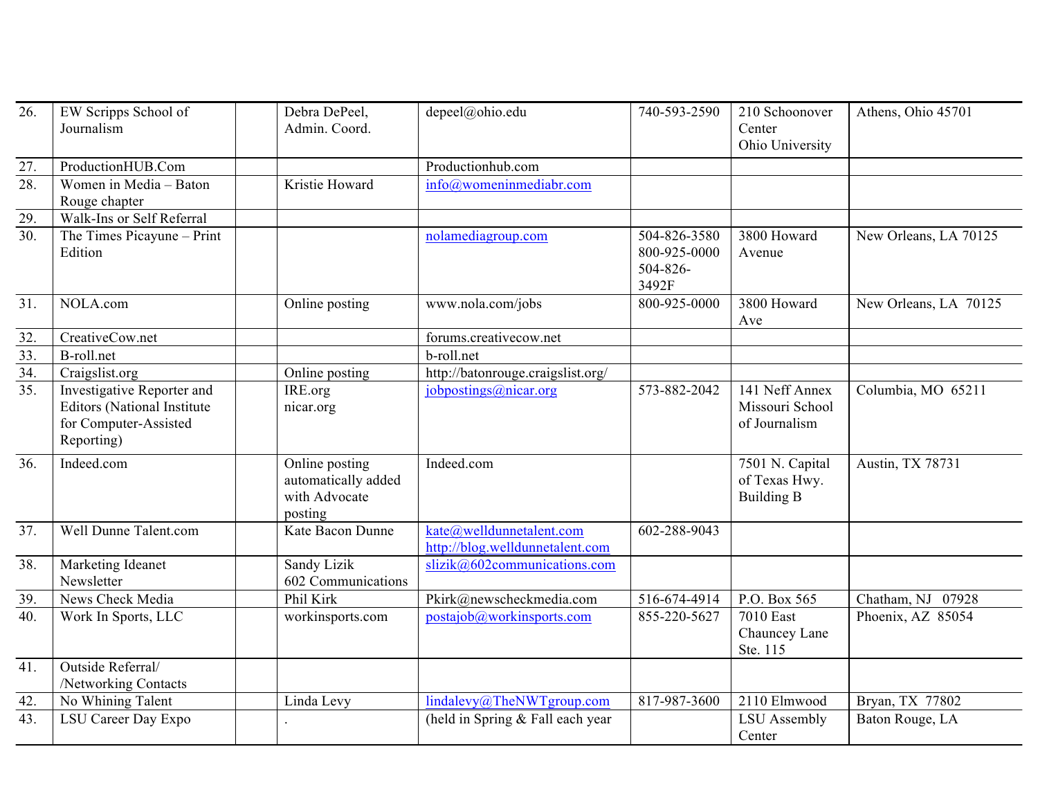| | | | | | | | |
|---|---|---|---|---|---|---|---|
| 26. | EW Scripps School of Journalism | | Debra DePeel, Admin. Coord. | depeel@ohio.edu | 740-593-2590 | 210 Schoonover Center Ohio University | Athens, Ohio 45701 |
| 27. | ProductionHUB.Com | | | Productionhub.com | | | |
| 28. | Women in Media – Baton Rouge chapter | | Kristie Howard | info@womeninmediabr.com | | | |
| 29. | Walk-Ins or Self Referral | | | | | | |
| 30. | The Times Picayune – Print Edition | | | nolamediagroup.com | 504-826-3580 800-925-0000 504-826-3492F | 3800 Howard Avenue | New Orleans, LA 70125 |
| 31. | NOLA.com | | Online posting | www.nola.com/jobs | 800-925-0000 | 3800 Howard Ave | New Orleans, LA 70125 |
| 32. | CreativeCow.net | | | forums.creativecow.net | | | |
| 33. | B-roll.net | | | b-roll.net | | | |
| 34. | Craigslist.org | | Online posting | http://batonrouge.craigslist.org/ | | | |
| 35. | Investigative Reporter and Editors (National Institute for Computer-Assisted Reporting) | | IRE.org nicar.org | jobpostings@nicar.org | 573-882-2042 | 141 Neff Annex Missouri School of Journalism | Columbia, MO 65211 |
| 36. | Indeed.com | | Online posting automatically added with Advocate posting | Indeed.com | | 7501 N. Capital of Texas Hwy. Building B | Austin, TX 78731 |
| 37. | Well Dunne Talent.com | | Kate Bacon Dunne | kate@welldunnetalent.com http://blog.welldunnetalent.com | 602-288-9043 | | |
| 38. | Marketing Ideanet Newsletter | | Sandy Lizik 602 Communications | slizik@602communications.com | | | |
| 39. | News Check Media | | Phil Kirk | Pkirk@newscheckmedia.com | 516-674-4914 | P.O. Box 565 | Chatham, NJ 07928 |
| 40. | Work In Sports, LLC | | workinsports.com | postajob@workinsports.com | 855-220-5627 | 7010 East Chauncey Lane Ste. 115 | Phoenix, AZ 85054 |
| 41. | Outside Referral/ /Networking Contacts | | | | | | |
| 42. | No Whining Talent | | Linda Levy | lindalevy@TheNWTgroup.com | 817-987-3600 | 2110 Elmwood | Bryan, TX 77802 |
| 43. | LSU Career Day Expo | | . | (held in Spring & Fall each year | | LSU Assembly Center | Baton Rouge, LA |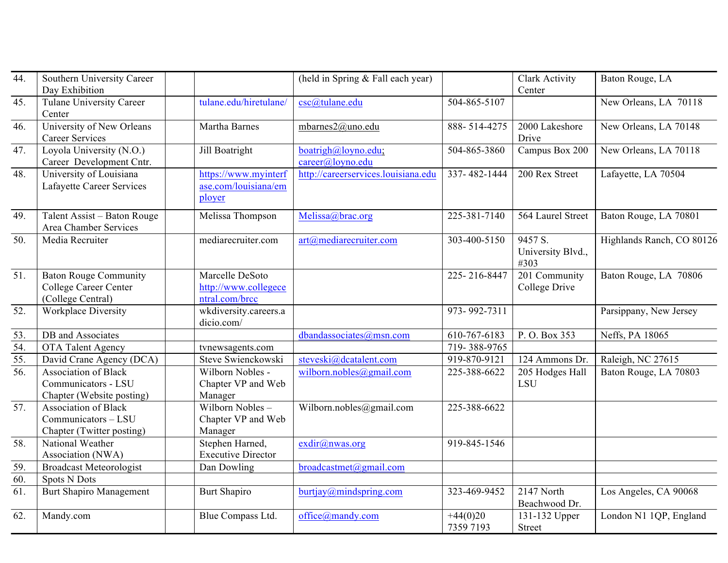| 44. | Southern University Career Day Exhibition | | | (held in Spring & Fall each year) | | Clark Activity Center | Baton Rouge, LA |
|---|---|---|---|---|---|---|---|
| 45. | Tulane University Career Center | | tulane.edu/hiretulane/ | csc@tulane.edu | 504-865-5107 | | New Orleans, LA 70118 |
| 46. | University of New Orleans Career Services | | Martha Barnes | mbarnes2@uno.edu | 888- 514-4275 | 2000 Lakeshore Drive | New Orleans, LA 70148 |
| 47. | Loyola University (N.O.) Career Development Cntr. | | Jill Boatright | boatrigh@loyno.edu; career@loyno.edu | 504-865-3860 | Campus Box 200 | New Orleans, LA 70118 |
| 48. | University of Louisiana Lafayette Career Services | | https://www.myinterfase.com/louisiana/employer | http://careerservices.louisiana.edu | 337- 482-1444 | 200 Rex Street | Lafayette, LA 70504 |
| 49. | Talent Assist – Baton Rouge Area Chamber Services | | Melissa Thompson | Melissa@brac.org | 225-381-7140 | 564 Laurel Street | Baton Rouge, LA 70801 |
| 50. | Media Recruiter | | mediarecruiter.com | art@mediarecruiter.com | 303-400-5150 | 9457 S. University Blvd., #303 | Highlands Ranch, CO 80126 |
| 51. | Baton Rouge Community College Career Center (College Central) | | Marcelle DeSoto http://www.collegecentral.com/brcc | | 225- 216-8447 | 201 Community College Drive | Baton Rouge, LA 70806 |
| 52. | Workplace Diversity | | wkdiversity.careers.adicio.com/ | | 973- 992-7311 | | Parsippany, New Jersey |
| 53. | DB and Associates | | | dbandassociates@msn.com | 610-767-6183 | P. O. Box 353 | Neffs, PA 18065 |
| 54. | OTA Talent Agency | | tvnewsagents.com | | 719- 388-9765 | | |
| 55. | David Crane Agency (DCA) | | Steve Swienckowski | steveski@dcatalent.com | 919-870-9121 | 124 Ammons Dr. | Raleigh, NC 27615 |
| 56. | Association of Black Communicators - LSU Chapter (Website posting) | | Wilborn Nobles - Chapter VP and Web Manager | wilborn.nobles@gmail.com | 225-388-6622 | 205 Hodges Hall LSU | Baton Rouge, LA 70803 |
| 57. | Association of Black Communicators – LSU Chapter (Twitter posting) | | Wilborn Nobles – Chapter VP and Web Manager | Wilborn.nobles@gmail.com | 225-388-6622 | | |
| 58. | National Weather Association (NWA) | | Stephen Harned, Executive Director | exdir@nwas.org | 919-845-1546 | | |
| 59. | Broadcast Meteorologist | | Dan Dowling | broadcastmet@gmail.com | | | |
| 60. | Spots N Dots | | | | | | |
| 61. | Burt Shapiro Management | | Burt Shapiro | burtjay@mindspring.com | 323-469-9452 | 2147 North Beachwood Dr. | Los Angeles, CA 90068 |
| 62. | Mandy.com | | Blue Compass Ltd. | office@mandy.com | +44(0)20 7359 7193 | 131-132 Upper Street | London N1 1QP, England |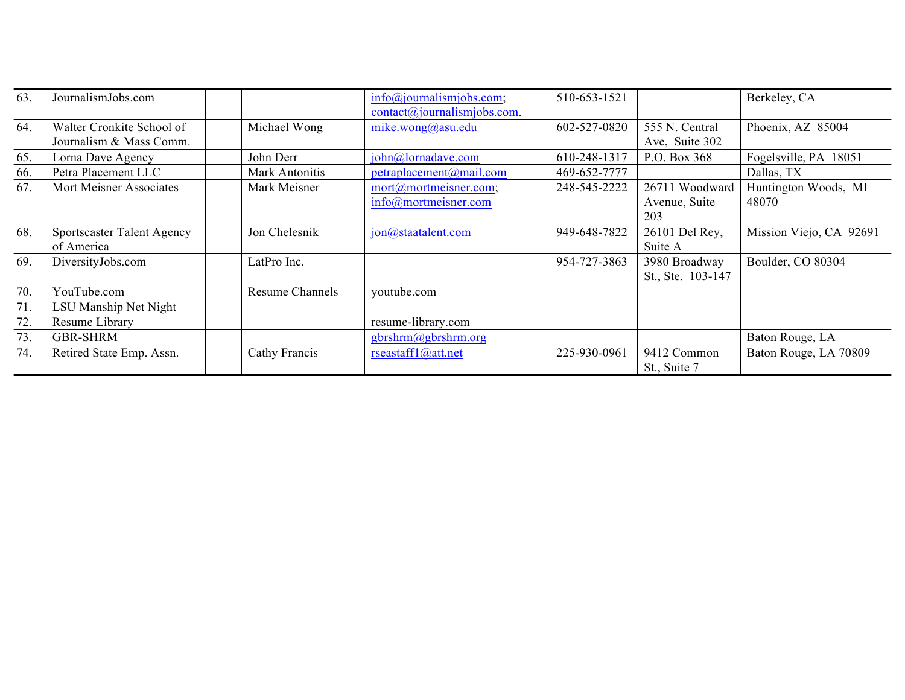| | | | | | | | |
|---|---|---|---|---|---|---|---|
| 63. | JournalismJobs.com | | | info@journalismjobs.com; contact@journalismjobs.com. | 510-653-1521 | | Berkeley, CA |
| 64. | Walter Cronkite School of Journalism & Mass Comm. | | Michael Wong | mike.wong@asu.edu | 602-527-0820 | 555 N. Central Ave, Suite 302 | Phoenix, AZ 85004 |
| 65. | Lorna Dave Agency | | John Derr | john@lornadave.com | 610-248-1317 | P.O. Box 368 | Fogelsville, PA 18051 |
| 66. | Petra Placement LLC | | Mark Antonitis | petraplacement@mail.com | 469-652-7777 | | Dallas, TX |
| 67. | Mort Meisner Associates | | Mark Meisner | mort@mortmeisner.com; info@mortmeisner.com | 248-545-2222 | 26711 Woodward Avenue, Suite 203 | Huntington Woods, MI 48070 |
| 68. | Sportscaster Talent Agency of America | | Jon Chelesnik | jon@staatalent.com | 949-648-7822 | 26101 Del Rey, Suite A | Mission Viejo, CA 92691 |
| 69. | DiversityJobs.com | | LatPro Inc. | | 954-727-3863 | 3980 Broadway St., Ste. 103-147 | Boulder, CO 80304 |
| 70. | YouTube.com | | Resume Channels | youtube.com | | | |
| 71. | LSU Manship Net Night | | | | | | |
| 72. | Resume Library | | | resume-library.com | | | |
| 73. | GBR-SHRM | | | gbrshrm@gbrshrm.org | | | Baton Rouge, LA |
| 74. | Retired State Emp. Assn. | | Cathy Francis | rseastaff1@att.net | 225-930-0961 | 9412 Common St., Suite 7 | Baton Rouge, LA 70809 |